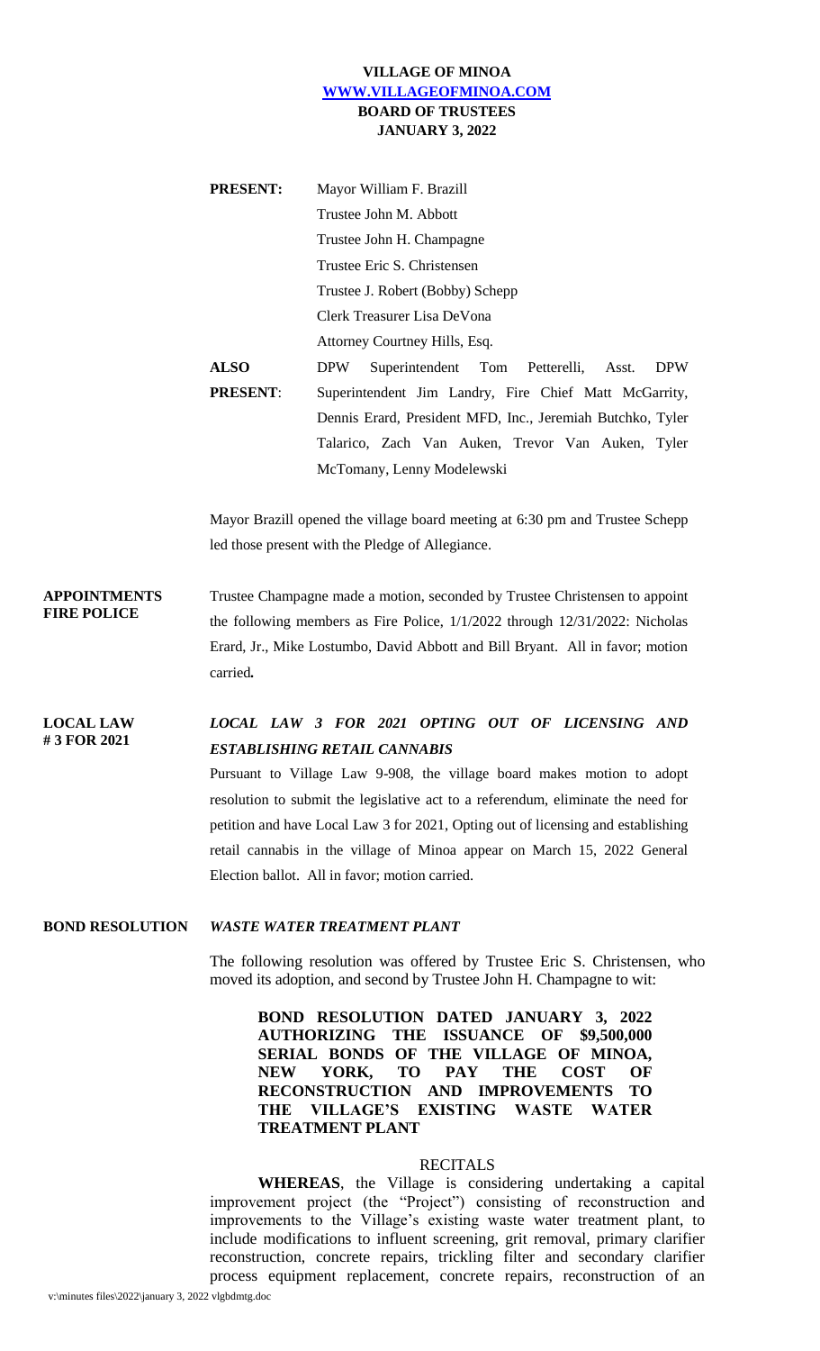# VILLAGE OF MINOA
**[WWW.VILLAGEOFMINOA.COM](http://WWW.VILLAGEOFMINOA.COM)**
## BOARD OF TRUSTEES
**JANUARY 3, 2022**

**PRESENT:** Mayor William F. Brazill
Trustee John M. Abbott
Trustee John H. Champagne
Trustee Eric S. Christensen
Trustee J. Robert (Bobby) Schepp
Clerk Treasurer Lisa DeVona
Attorney Courtney Hills, Esq.

**ALSO PRESENT:** DPW Superintendent Tom Petterelli, Asst. DPW Superintendent Jim Landry, Fire Chief Matt McGarrity, Dennis Erard, President MFD, Inc., Jeremiah Butchko, Tyler Talarico, Zach Van Auken, Trevor Van Auken, Tyler McTomany, Lenny Modelewski

Mayor Brazill opened the village board meeting at 6:30 pm and Trustee Schepp led those present with the Pledge of Allegiance.

**APPOINTMENTS FIRE POLICE**

Trustee Champagne made a motion, seconded by Trustee Christensen to appoint the following members as Fire Police, 1/1/2022 through 12/31/2022: Nicholas Erard, Jr., Mike Lostumbo, David Abbott and Bill Bryant. All in favor; motion carried.

**LOCAL LAW # 3 FOR 2021**

***LOCAL LAW 3 FOR 2021 OPTING OUT OF LICENSING AND ESTABLISHING RETAIL CANNABIS***

Pursuant to Village Law 9-908, the village board makes motion to adopt resolution to submit the legislative act to a referendum, eliminate the need for petition and have Local Law 3 for 2021, Opting out of licensing and establishing retail cannabis in the village of Minoa appear on March 15, 2022 General Election ballot. All in favor; motion carried.

**BOND RESOLUTION** ***WASTE WATER TREATMENT PLANT***

The following resolution was offered by Trustee Eric S. Christensen, who moved its adoption, and second by Trustee John H. Champagne to wit:

**BOND RESOLUTION DATED JANUARY 3, 2022 AUTHORIZING THE ISSUANCE OF $9,500,000 SERIAL BONDS OF THE VILLAGE OF MINOA, NEW YORK, TO PAY THE COST OF RECONSTRUCTION AND IMPROVEMENTS TO THE VILLAGE'S EXISTING WASTE WATER TREATMENT PLANT**

RECITALS

**WHEREAS**, the Village is considering undertaking a capital improvement project (the "Project") consisting of reconstruction and improvements to the Village's existing waste water treatment plant, to include modifications to influent screening, grit removal, primary clarifier reconstruction, concrete repairs, trickling filter and secondary clarifier process equipment replacement, concrete repairs, reconstruction of an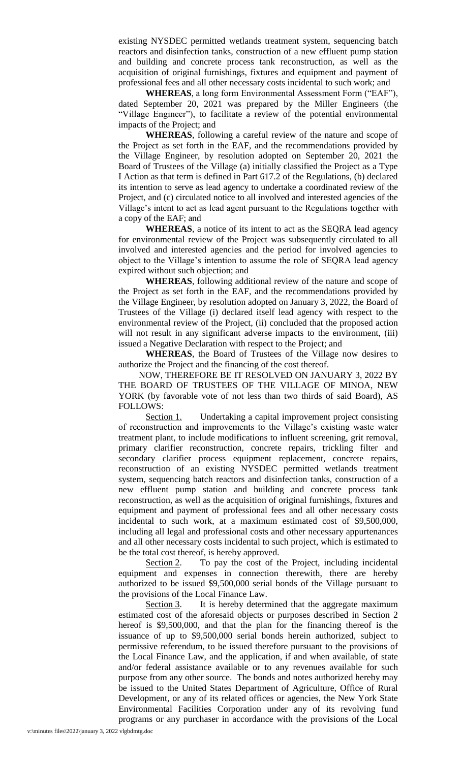existing NYSDEC permitted wetlands treatment system, sequencing batch reactors and disinfection tanks, construction of a new effluent pump station and building and concrete process tank reconstruction, as well as the acquisition of original furnishings, fixtures and equipment and payment of professional fees and all other necessary costs incidental to such work; and

**WHEREAS**, a long form Environmental Assessment Form ("EAF"), dated September 20, 2021 was prepared by the Miller Engineers (the "Village Engineer"), to facilitate a review of the potential environmental impacts of the Project; and

**WHEREAS**, following a careful review of the nature and scope of the Project as set forth in the EAF, and the recommendations provided by the Village Engineer, by resolution adopted on September 20, 2021 the Board of Trustees of the Village (a) initially classified the Project as a Type I Action as that term is defined in Part 617.2 of the Regulations, (b) declared its intention to serve as lead agency to undertake a coordinated review of the Project, and (c) circulated notice to all involved and interested agencies of the Village's intent to act as lead agent pursuant to the Regulations together with a copy of the EAF; and

**WHEREAS**, a notice of its intent to act as the SEQRA lead agency for environmental review of the Project was subsequently circulated to all involved and interested agencies and the period for involved agencies to object to the Village's intention to assume the role of SEQRA lead agency expired without such objection; and

**WHEREAS**, following additional review of the nature and scope of the Project as set forth in the EAF, and the recommendations provided by the Village Engineer, by resolution adopted on January 3, 2022, the Board of Trustees of the Village (i) declared itself lead agency with respect to the environmental review of the Project, (ii) concluded that the proposed action will not result in any significant adverse impacts to the environment, (iii) issued a Negative Declaration with respect to the Project; and

**WHEREAS**, the Board of Trustees of the Village now desires to authorize the Project and the financing of the cost thereof.

NOW, THEREFORE BE IT RESOLVED ON JANUARY 3, 2022 BY THE BOARD OF TRUSTEES OF THE VILLAGE OF MINOA, NEW YORK (by favorable vote of not less than two thirds of said Board), AS FOLLOWS:

Section 1. Undertaking a capital improvement project consisting of reconstruction and improvements to the Village's existing waste water treatment plant, to include modifications to influent screening, grit removal, primary clarifier reconstruction, concrete repairs, trickling filter and secondary clarifier process equipment replacement, concrete repairs, reconstruction of an existing NYSDEC permitted wetlands treatment system, sequencing batch reactors and disinfection tanks, construction of a new effluent pump station and building and concrete process tank reconstruction, as well as the acquisition of original furnishings, fixtures and equipment and payment of professional fees and all other necessary costs incidental to such work, at a maximum estimated cost of $9,500,000, including all legal and professional costs and other necessary appurtenances and all other necessary costs incidental to such project, which is estimated to be the total cost thereof, is hereby approved.

Section 2. To pay the cost of the Project, including incidental equipment and expenses in connection therewith, there are hereby authorized to be issued $9,500,000 serial bonds of the Village pursuant to the provisions of the Local Finance Law.

Section 3. It is hereby determined that the aggregate maximum estimated cost of the aforesaid objects or purposes described in Section 2 hereof is $9,500,000, and that the plan for the financing thereof is the issuance of up to $9,500,000 serial bonds herein authorized, subject to permissive referendum, to be issued therefore pursuant to the provisions of the Local Finance Law, and the application, if and when available, of state and/or federal assistance available or to any revenues available for such purpose from any other source. The bonds and notes authorized hereby may be issued to the United States Department of Agriculture, Office of Rural Development, or any of its related offices or agencies, the New York State Environmental Facilities Corporation under any of its revolving fund programs or any purchaser in accordance with the provisions of the Local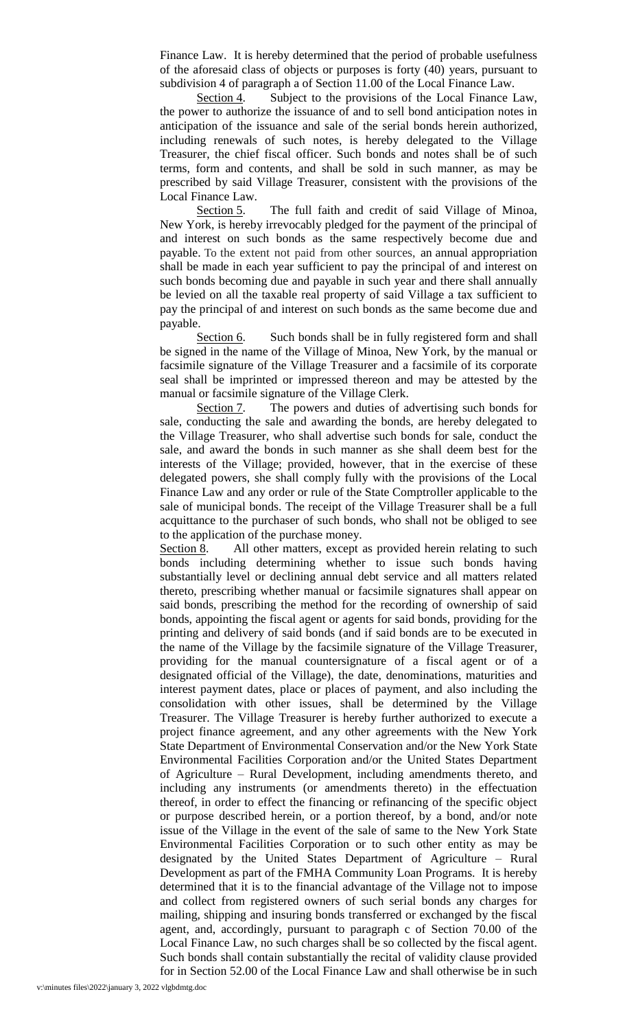Finance Law. It is hereby determined that the period of probable usefulness of the aforesaid class of objects or purposes is forty (40) years, pursuant to subdivision 4 of paragraph a of Section 11.00 of the Local Finance Law.

Section 4. Subject to the provisions of the Local Finance Law, the power to authorize the issuance of and to sell bond anticipation notes in anticipation of the issuance and sale of the serial bonds herein authorized, including renewals of such notes, is hereby delegated to the Village Treasurer, the chief fiscal officer. Such bonds and notes shall be of such terms, form and contents, and shall be sold in such manner, as may be prescribed by said Village Treasurer, consistent with the provisions of the Local Finance Law.

Section 5. The full faith and credit of said Village of Minoa, New York, is hereby irrevocably pledged for the payment of the principal of and interest on such bonds as the same respectively become due and payable. To the extent not paid from other sources, an annual appropriation shall be made in each year sufficient to pay the principal of and interest on such bonds becoming due and payable in such year and there shall annually be levied on all the taxable real property of said Village a tax sufficient to pay the principal of and interest on such bonds as the same become due and payable.

Section 6. Such bonds shall be in fully registered form and shall be signed in the name of the Village of Minoa, New York, by the manual or facsimile signature of the Village Treasurer and a facsimile of its corporate seal shall be imprinted or impressed thereon and may be attested by the manual or facsimile signature of the Village Clerk.

Section 7. The powers and duties of advertising such bonds for sale, conducting the sale and awarding the bonds, are hereby delegated to the Village Treasurer, who shall advertise such bonds for sale, conduct the sale, and award the bonds in such manner as she shall deem best for the interests of the Village; provided, however, that in the exercise of these delegated powers, she shall comply fully with the provisions of the Local Finance Law and any order or rule of the State Comptroller applicable to the sale of municipal bonds. The receipt of the Village Treasurer shall be a full acquittance to the purchaser of such bonds, who shall not be obliged to see to the application of the purchase money.

Section 8. All other matters, except as provided herein relating to such bonds including determining whether to issue such bonds having substantially level or declining annual debt service and all matters related thereto, prescribing whether manual or facsimile signatures shall appear on said bonds, prescribing the method for the recording of ownership of said bonds, appointing the fiscal agent or agents for said bonds, providing for the printing and delivery of said bonds (and if said bonds are to be executed in the name of the Village by the facsimile signature of the Village Treasurer, providing for the manual countersignature of a fiscal agent or of a designated official of the Village), the date, denominations, maturities and interest payment dates, place or places of payment, and also including the consolidation with other issues, shall be determined by the Village Treasurer. The Village Treasurer is hereby further authorized to execute a project finance agreement, and any other agreements with the New York State Department of Environmental Conservation and/or the New York State Environmental Facilities Corporation and/or the United States Department of Agriculture – Rural Development, including amendments thereto, and including any instruments (or amendments thereto) in the effectuation thereof, in order to effect the financing or refinancing of the specific object or purpose described herein, or a portion thereof, by a bond, and/or note issue of the Village in the event of the sale of same to the New York State Environmental Facilities Corporation or to such other entity as may be designated by the United States Department of Agriculture – Rural Development as part of the FMHA Community Loan Programs. It is hereby determined that it is to the financial advantage of the Village not to impose and collect from registered owners of such serial bonds any charges for mailing, shipping and insuring bonds transferred or exchanged by the fiscal agent, and, accordingly, pursuant to paragraph c of Section 70.00 of the Local Finance Law, no such charges shall be so collected by the fiscal agent. Such bonds shall contain substantially the recital of validity clause provided for in Section 52.00 of the Local Finance Law and shall otherwise be in such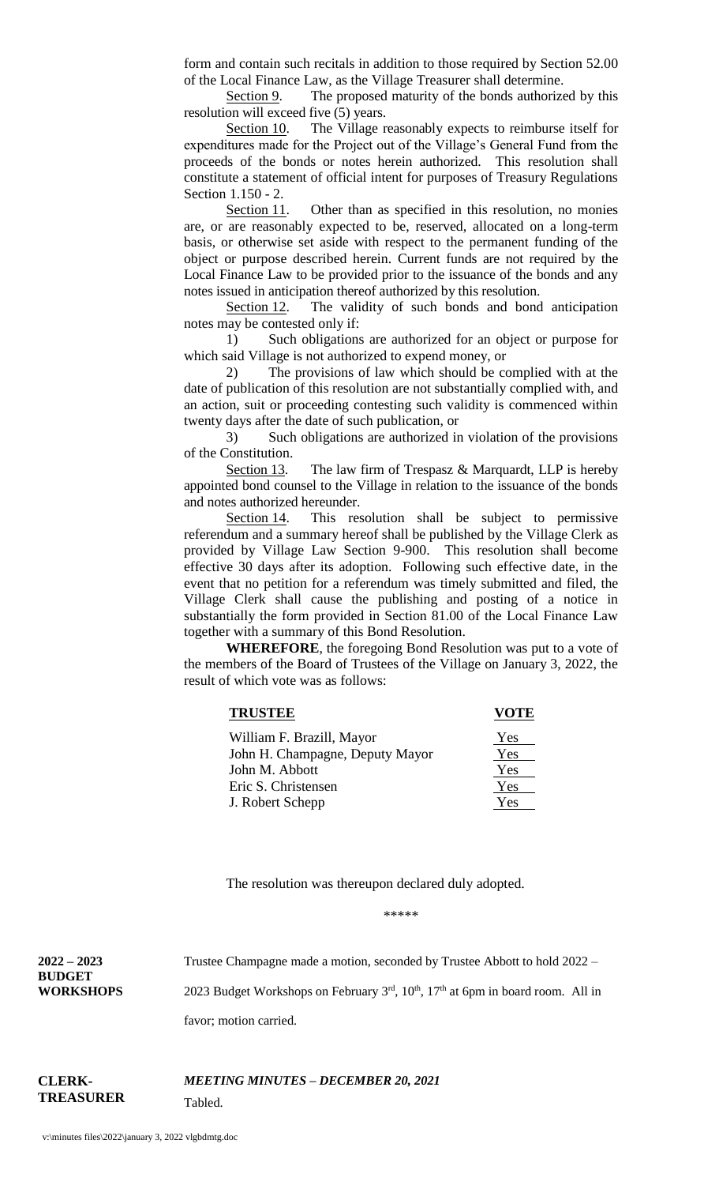form and contain such recitals in addition to those required by Section 52.00 of the Local Finance Law, as the Village Treasurer shall determine.

Section 9. The proposed maturity of the bonds authorized by this resolution will exceed five (5) years.

Section 10. The Village reasonably expects to reimburse itself for expenditures made for the Project out of the Village's General Fund from the proceeds of the bonds or notes herein authorized. This resolution shall constitute a statement of official intent for purposes of Treasury Regulations Section 1.150 - 2.

Section 11. Other than as specified in this resolution, no monies are, or are reasonably expected to be, reserved, allocated on a long-term basis, or otherwise set aside with respect to the permanent funding of the object or purpose described herein. Current funds are not required by the Local Finance Law to be provided prior to the issuance of the bonds and any notes issued in anticipation thereof authorized by this resolution.

Section 12. The validity of such bonds and bond anticipation notes may be contested only if:

1) Such obligations are authorized for an object or purpose for which said Village is not authorized to expend money, or

2) The provisions of law which should be complied with at the date of publication of this resolution are not substantially complied with, and an action, suit or proceeding contesting such validity is commenced within twenty days after the date of such publication, or

3) Such obligations are authorized in violation of the provisions of the Constitution.

Section 13. The law firm of Trespasz & Marquardt, LLP is hereby appointed bond counsel to the Village in relation to the issuance of the bonds and notes authorized hereunder.

Section 14. This resolution shall be subject to permissive referendum and a summary hereof shall be published by the Village Clerk as provided by Village Law Section 9-900. This resolution shall become effective 30 days after its adoption. Following such effective date, in the event that no petition for a referendum was timely submitted and filed, the Village Clerk shall cause the publishing and posting of a notice in substantially the form provided in Section 81.00 of the Local Finance Law together with a summary of this Bond Resolution.

**WHEREFORE**, the foregoing Bond Resolution was put to a vote of the members of the Board of Trustees of the Village on January 3, 2022, the result of which vote was as follows:

| **TRUSTEE** | **VOTE** |
|---|---|
| William F. Brazill, Mayor | Yes |
| John H. Champagne, Deputy Mayor | Yes |
| John M. Abbott | Yes |
| Eric S. Christensen | Yes |
| J. Robert Schepp | Yes |

The resolution was thereupon declared duly adopted.

\*\*\*\*\*

**2022 – 2023 BUDGET WORKSHOPS**

Trustee Champagne made a motion, seconded by Trustee Abbott to hold 2022 – 2023 Budget Workshops on February 3rd, 10th, 17th at 6pm in board room. All in favor; motion carried.

**CLERK-TREASURER**

***MEETING MINUTES – DECEMBER 20, 2021***

Tabled.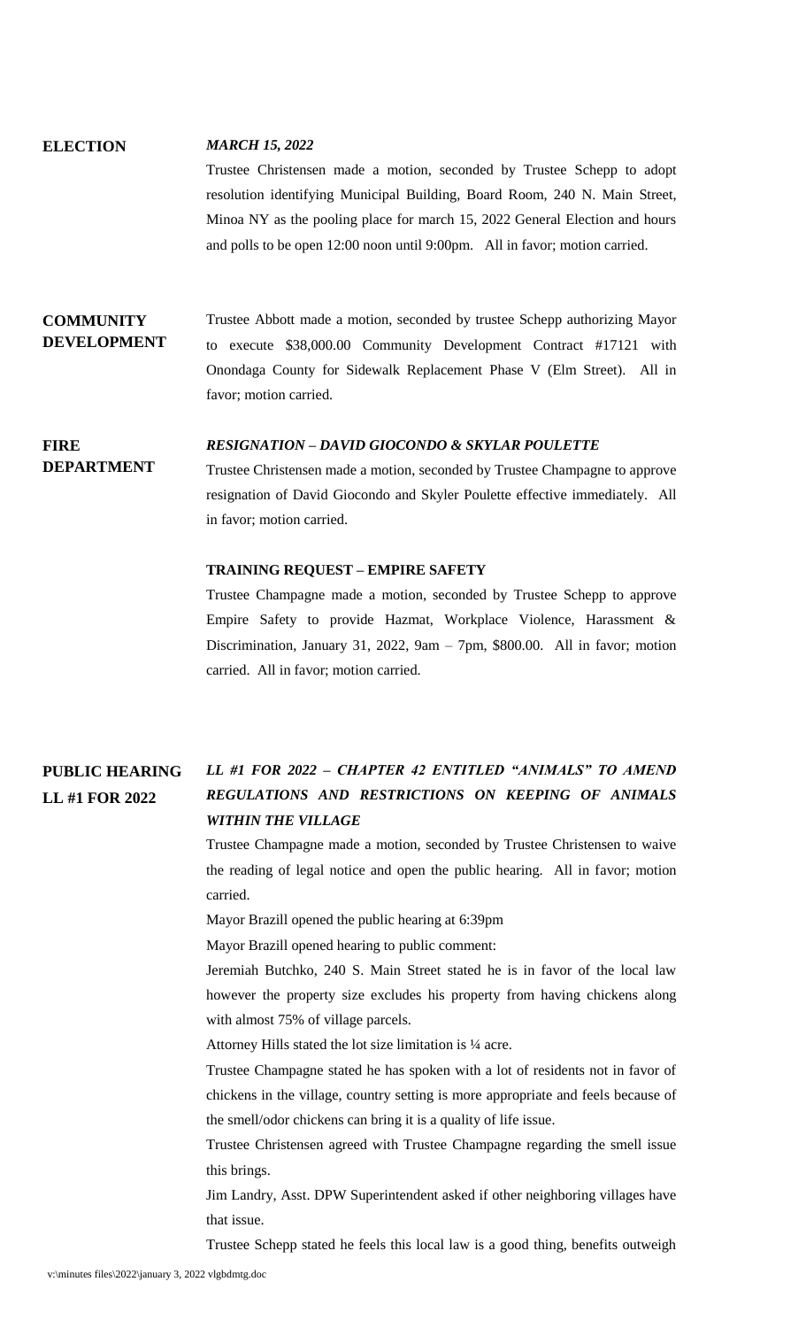**ELECTION**

***MARCH 15, 2022***

Trustee Christensen made a motion, seconded by Trustee Schepp to adopt resolution identifying Municipal Building, Board Room, 240 N. Main Street, Minoa NY as the pooling place for march 15, 2022 General Election and hours and polls to be open 12:00 noon until 9:00pm. All in favor; motion carried.

**COMMUNITY DEVELOPMENT**

Trustee Abbott made a motion, seconded by trustee Schepp authorizing Mayor to execute $38,000.00 Community Development Contract #17121 with Onondaga County for Sidewalk Replacement Phase V (Elm Street). All in favor; motion carried.

**FIRE DEPARTMENT**

***RESIGNATION – DAVID GIOCONDO & SKYLAR POULETTE***

Trustee Christensen made a motion, seconded by Trustee Champagne to approve resignation of David Giocondo and Skyler Poulette effective immediately. All in favor; motion carried.

**TRAINING REQUEST – EMPIRE SAFETY**

Trustee Champagne made a motion, seconded by Trustee Schepp to approve Empire Safety to provide Hazmat, Workplace Violence, Harassment & Discrimination, January 31, 2022, 9am – 7pm, $800.00. All in favor; motion carried. All in favor; motion carried.

**PUBLIC HEARING LL #1 FOR 2022**

***LL #1 FOR 2022 – CHAPTER 42 ENTITLED "ANIMALS" TO AMEND REGULATIONS AND RESTRICTIONS ON KEEPING OF ANIMALS WITHIN THE VILLAGE***

Trustee Champagne made a motion, seconded by Trustee Christensen to waive the reading of legal notice and open the public hearing. All in favor; motion carried.

Mayor Brazill opened the public hearing at 6:39pm

Mayor Brazill opened hearing to public comment:

Jeremiah Butchko, 240 S. Main Street stated he is in favor of the local law however the property size excludes his property from having chickens along with almost 75% of village parcels.

Attorney Hills stated the lot size limitation is ¼ acre.

Trustee Champagne stated he has spoken with a lot of residents not in favor of chickens in the village, country setting is more appropriate and feels because of the smell/odor chickens can bring it is a quality of life issue.

Trustee Christensen agreed with Trustee Champagne regarding the smell issue this brings.

Jim Landry, Asst. DPW Superintendent asked if other neighboring villages have that issue.

Trustee Schepp stated he feels this local law is a good thing, benefits outweigh

v:\minutes files\2022\january 3, 2022 vlgbdmtg.doc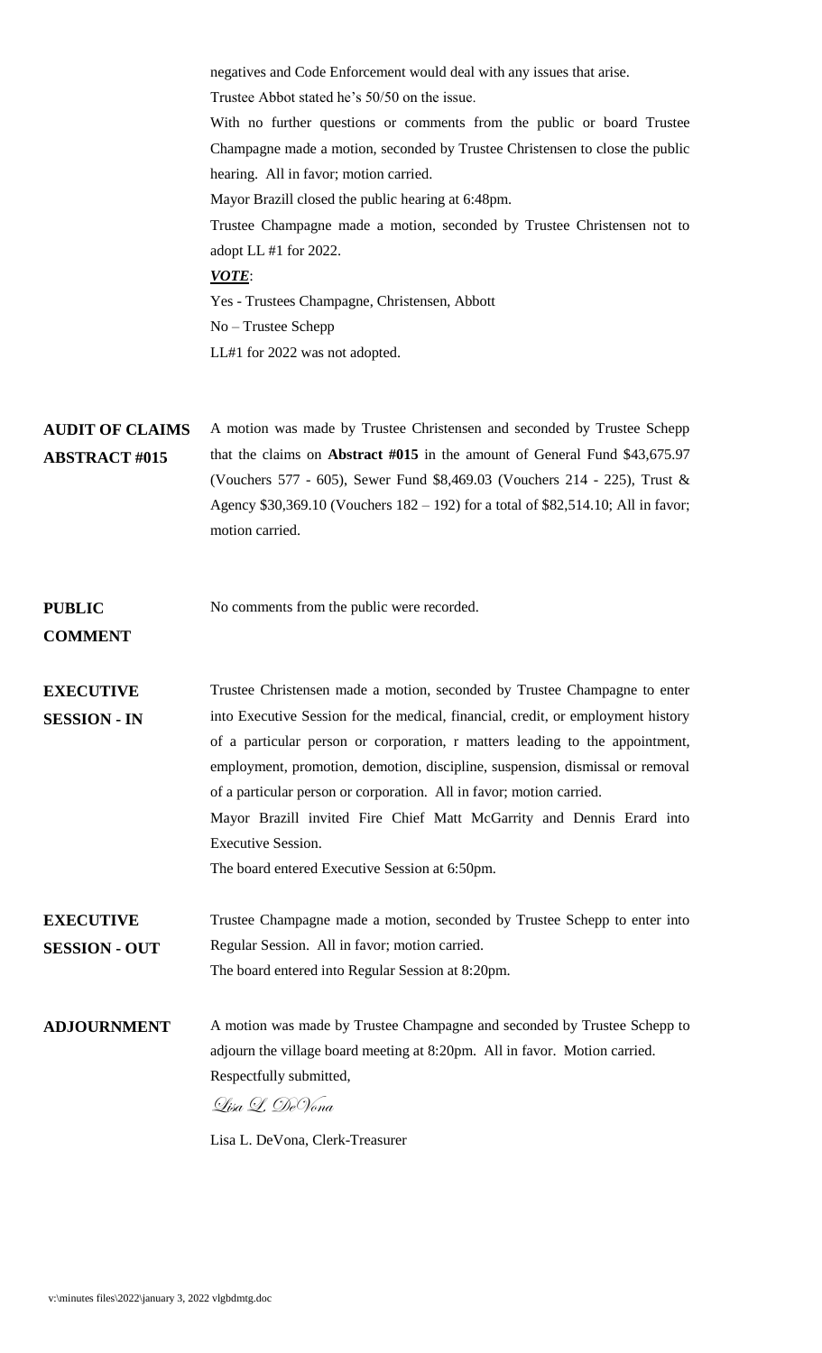negatives and Code Enforcement would deal with any issues that arise.

Trustee Abbot stated he's 50/50 on the issue.

With no further questions or comments from the public or board Trustee Champagne made a motion, seconded by Trustee Christensen to close the public hearing. All in favor; motion carried.

Mayor Brazill closed the public hearing at 6:48pm.

Trustee Champagne made a motion, seconded by Trustee Christensen not to adopt LL #1 for 2022.

***VOTE***:

Yes - Trustees Champagne, Christensen, Abbott

No – Trustee Schepp

LL#1 for 2022 was not adopted.

**AUDIT OF CLAIMS ABSTRACT #015**

A motion was made by Trustee Christensen and seconded by Trustee Schepp that the claims on **Abstract #015** in the amount of General Fund $43,675.97 (Vouchers 577 - 605), Sewer Fund $8,469.03 (Vouchers 214 - 225), Trust & Agency $30,369.10 (Vouchers 182 – 192) for a total of $82,514.10; All in favor; motion carried.

**PUBLIC COMMENT**

No comments from the public were recorded.

**EXECUTIVE SESSION - IN**

Trustee Christensen made a motion, seconded by Trustee Champagne to enter into Executive Session for the medical, financial, credit, or employment history of a particular person or corporation, r matters leading to the appointment, employment, promotion, demotion, discipline, suspension, dismissal or removal of a particular person or corporation. All in favor; motion carried.

Mayor Brazill invited Fire Chief Matt McGarrity and Dennis Erard into Executive Session.

The board entered Executive Session at 6:50pm.

**EXECUTIVE SESSION - OUT**

Trustee Champagne made a motion, seconded by Trustee Schepp to enter into Regular Session. All in favor; motion carried.

The board entered into Regular Session at 8:20pm.

**ADJOURNMENT**

A motion was made by Trustee Champagne and seconded by Trustee Schepp to adjourn the village board meeting at 8:20pm. All in favor. Motion carried.

Respectfully submitted,

*Lisa L. DeVona*

Lisa L. DeVona, Clerk-Treasurer

v:\minutes files\2022\january 3, 2022 vlgbdmtg.doc